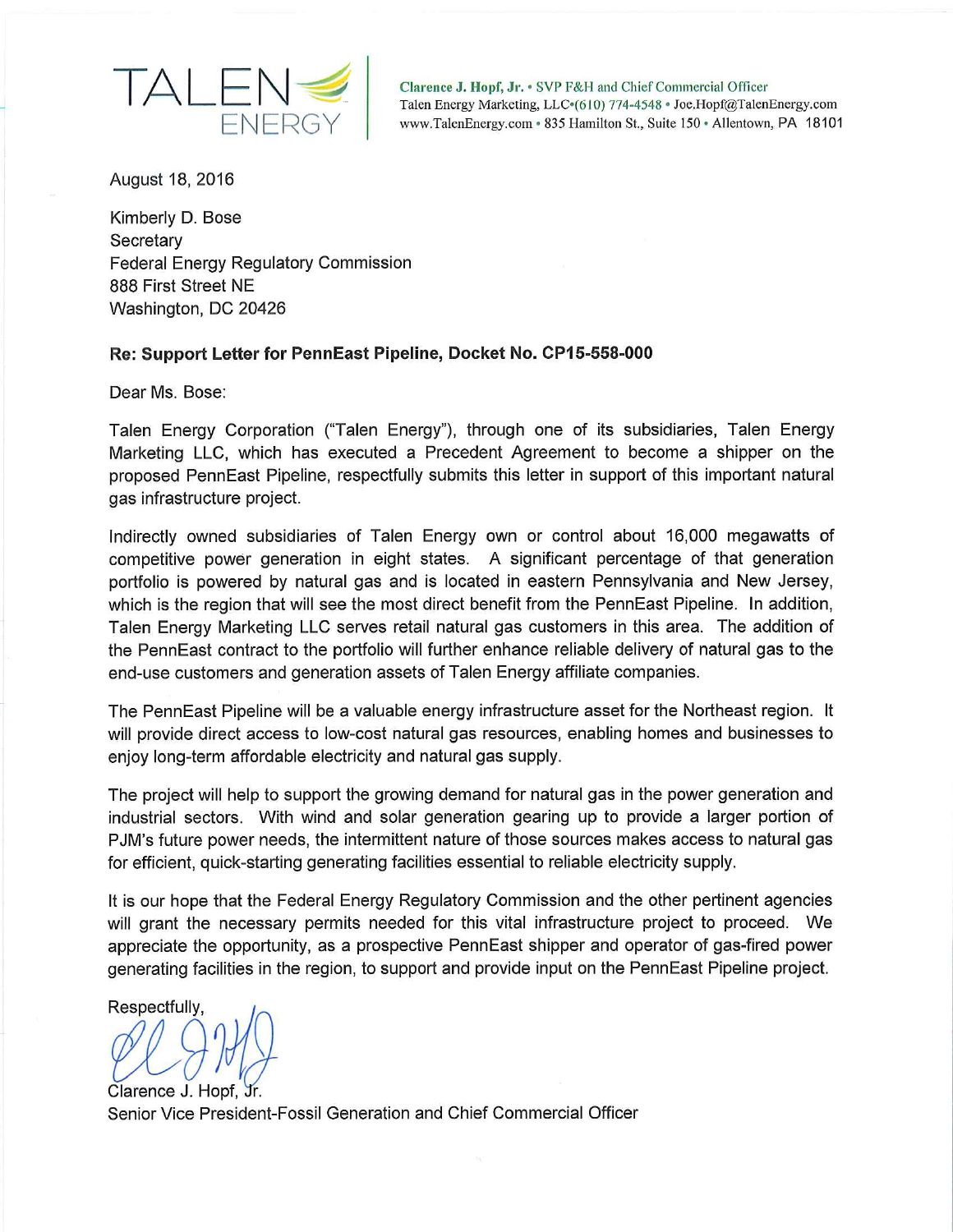TALEN ENERGY

**Clarence J. Hopf, Jr.** • SVP F&H and Chief Commercial Officer
Talen Energy Marketing, LLC•(610) 774-4548 • Joe.Hopf@TalenEnergy.com
www.TalenEnergy.com • 835 Hamilton St., Suite 150 • Allentown, PA 18101

August 18, 2016

Kimberly D. Bose
Secretary
Federal Energy Regulatory Commission
888 First Street NE
Washington, DC 20426

**Re: Support Letter for PennEast Pipeline, Docket No. CP15-558-000**

Dear Ms. Bose:

Talen Energy Corporation ("Talen Energy"), through one of its subsidiaries, Talen Energy Marketing LLC, which has executed a Precedent Agreement to become a shipper on the proposed PennEast Pipeline, respectfully submits this letter in support of this important natural gas infrastructure project.

Indirectly owned subsidiaries of Talen Energy own or control about 16,000 megawatts of competitive power generation in eight states. A significant percentage of that generation portfolio is powered by natural gas and is located in eastern Pennsylvania and New Jersey, which is the region that will see the most direct benefit from the PennEast Pipeline. In addition, Talen Energy Marketing LLC serves retail natural gas customers in this area. The addition of the PennEast contract to the portfolio will further enhance reliable delivery of natural gas to the end-use customers and generation assets of Talen Energy affiliate companies.

The PennEast Pipeline will be a valuable energy infrastructure asset for the Northeast region. It will provide direct access to low-cost natural gas resources, enabling homes and businesses to enjoy long-term affordable electricity and natural gas supply.

The project will help to support the growing demand for natural gas in the power generation and industrial sectors. With wind and solar generation gearing up to provide a larger portion of PJM's future power needs, the intermittent nature of those sources makes access to natural gas for efficient, quick-starting generating facilities essential to reliable electricity supply.

It is our hope that the Federal Energy Regulatory Commission and the other pertinent agencies will grant the necessary permits needed for this vital infrastructure project to proceed. We appreciate the opportunity, as a prospective PennEast shipper and operator of gas-fired power generating facilities in the region, to support and provide input on the PennEast Pipeline project.

Respectfully,

Clarence J. Hopf, Jr.
Senior Vice President-Fossil Generation and Chief Commercial Officer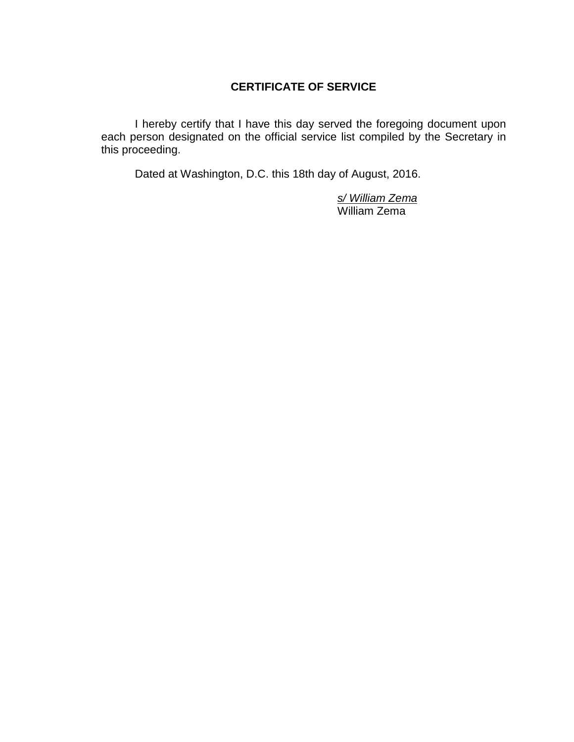## CERTIFICATE OF SERVICE

I hereby certify that I have this day served the foregoing document upon each person designated on the official service list compiled by the Secretary in this proceeding.

Dated at Washington, D.C. this 18th day of August, 2016.

*s/ William Zema*
William Zema